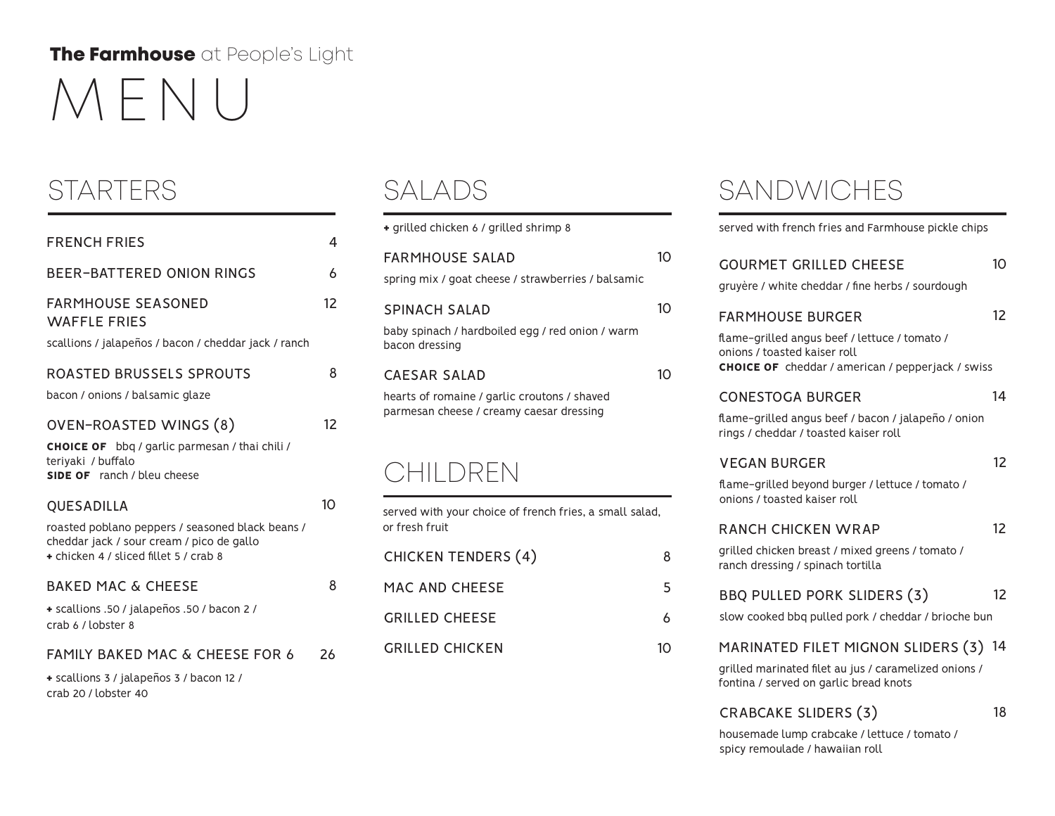**The Farmhouse** at People's Light

# MENU

## STARTERS

**FRENCH FRIES** 4

**BEER-BATTERED ONION RINGS** 6

**FARMHOUSE SEASONED WAFFLE FRIES** 12

scallions / jalapeños / bacon / cheddar jack / ranch

**ROASTED BRUSSELS SPROUTS** 8

bacon / onions / balsamic glaze

**OVEN-ROASTED WINGS (8)** 12

**CHOICE OF** bbq / garlic parmesan / thai chili / teriyaki / buffalo
**SIDE OF** ranch / bleu cheese

**QUESADILLA** 10

roasted poblano peppers / seasoned black beans / cheddar jack / sour cream / pico de gallo
+ chicken 4 / sliced fillet 5 / crab 8

**BAKED MAC & CHEESE** 8

+ scallions .50 / jalapeños .50 / bacon 2 / crab 6 / lobster 8

**FAMILY BAKED MAC & CHEESE FOR 6** 26

+ scallions 3 / jalapeños 3 / bacon 12 / crab 20 / lobster 40

## SALADS

+ grilled chicken 6 / grilled shrimp 8

**FARMHOUSE SALAD** 10

spring mix / goat cheese / strawberries / balsamic

**SPINACH SALAD** 10

baby spinach / hardboiled egg / red onion / warm bacon dressing

**CAESAR SALAD** 10

hearts of romaine / garlic croutons / shaved parmesan cheese / creamy caesar dressing

## CHILDREN

served with your choice of french fries, a small salad, or fresh fruit

**CHICKEN TENDERS (4)** 8

**MAC AND CHEESE** 5

**GRILLED CHEESE** 6

**GRILLED CHICKEN** 10

## SANDWICHES

served with french fries and Farmhouse pickle chips

**GOURMET GRILLED CHEESE** 10

gruyère / white cheddar / fine herbs / sourdough

**FARMHOUSE BURGER** 12

flame-grilled angus beef / lettuce / tomato / onions / toasted kaiser roll
**CHOICE OF** cheddar / american / pepperjack / swiss

**CONESTOGA BURGER** 14

flame-grilled angus beef / bacon / jalapeño / onion rings / cheddar / toasted kaiser roll

**VEGAN BURGER** 12

flame-grilled beyond burger / lettuce / tomato / onions / toasted kaiser roll

**RANCH CHICKEN WRAP** 12

grilled chicken breast / mixed greens / tomato / ranch dressing / spinach tortilla

**BBQ PULLED PORK SLIDERS (3)** 12

slow cooked bbq pulled pork / cheddar / brioche bun

**MARINATED FILET MIGNON SLIDERS (3)** 14

grilled marinated filet au jus / caramelized onions / fontina / served on garlic bread knots

**CRABCAKE SLIDERS (3)** 18

housemade lump crabcake / lettuce / tomato / spicy remoulade / hawaiian roll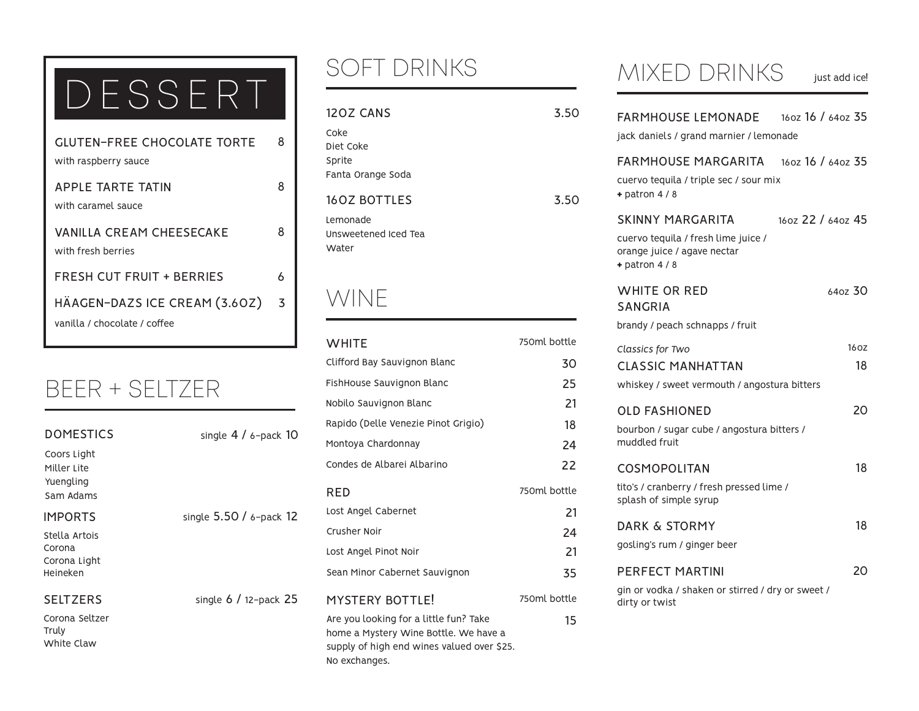# DESSERT

GLUTEN-FREE CHOCOLATE TORTE 8
with raspberry sauce

APPLE TARTE TATIN 8
with caramel sauce

VANILLA CREAM CHEESECAKE 8
with fresh berries

FRESH CUT FRUIT + BERRIES 6

HÄAGEN-DAZS ICE CREAM (3.6OZ) 3
vanilla / chocolate / coffee

# BEER + SELTZER

### DOMESTICS — single 4 / 6-pack 10

Coors Light
Miller Lite
Yuengling
Sam Adams

### IMPORTS — single 5.50 / 6-pack 12

Stella Artois
Corona
Corona Light
Heineken

### SELTZERS — single 6 / 12-pack 25

Corona Seltzer
Truly
White Claw

# SOFT DRINKS

### 12OZ CANS — 3.50

Coke
Diet Coke
Sprite
Fanta Orange Soda

### 16OZ BOTTLES — 3.50

Lemonade
Unsweetened Iced Tea
Water

# WINE

| WHITE | 750ml bottle |
| --- | --- |
| Clifford Bay Sauvignon Blanc | 30 |
| FishHouse Sauvignon Blanc | 25 |
| Nobilo Sauvignon Blanc | 21 |
| Rapido (Delle Venezie Pinot Grigio) | 18 |
| Montoya Chardonnay | 24 |
| Condes de Albarei Albarino | 22 |

| RED | 750ml bottle |
| --- | --- |
| Lost Angel Cabernet | 21 |
| Crusher Noir | 24 |
| Lost Angel Pinot Noir | 21 |
| Sean Minor Cabernet Sauvignon | 35 |

### MYSTERY BOTTLE! — 750ml bottle 15

Are you looking for a little fun? Take home a Mystery Wine Bottle. We have a supply of high end wines valued over $25. No exchanges.

# MIXED DRINKS

just add ice!

FARMHOUSE LEMONADE 16oz 16 / 64oz 35
jack daniels / grand marnier / lemonade

FARMHOUSE MARGARITA 16oz 16 / 64oz 35
cuervo tequila / triple sec / sour mix
+ patron 4 / 8

SKINNY MARGARITA 16oz 22 / 64oz 45
cuervo tequila / fresh lime juice / orange juice / agave nectar
+ patron 4 / 8

WHITE OR RED SANGRIA 64oz 30
brandy / peach schnapps / fruit

*Classics for Two* — 16oz

CLASSIC MANHATTAN 18
whiskey / sweet vermouth / angostura bitters

OLD FASHIONED 20
bourbon / sugar cube / angostura bitters / muddled fruit

COSMOPOLITAN 18
tito's / cranberry / fresh pressed lime / splash of simple syrup

DARK & STORMY 18
gosling's rum / ginger beer

PERFECT MARTINI 20
gin or vodka / shaken or stirred / dry or sweet / dirty or twist